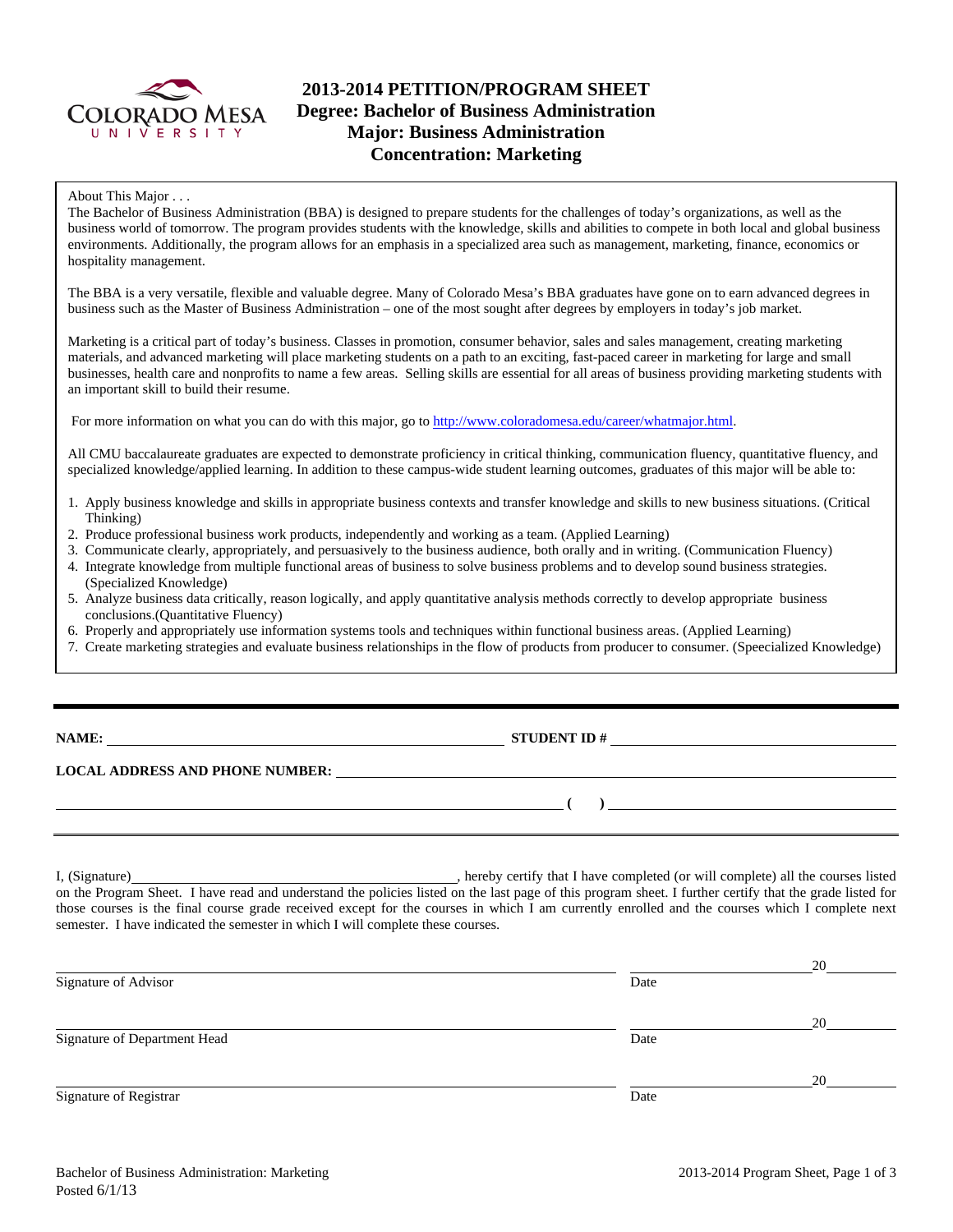# 2013-2014 PETITION/PROGRAM SHEET
## Degree: Bachelor of Business Administration
## Major: Business Administration
## Concentration: Marketing

About This Major . . .

The Bachelor of Business Administration (BBA) is designed to prepare students for the challenges of today's organizations, as well as the business world of tomorrow. The program provides students with the knowledge, skills and abilities to compete in both local and global business environments. Additionally, the program allows for an emphasis in a specialized area such as management, marketing, finance, economics or hospitality management.

The BBA is a very versatile, flexible and valuable degree. Many of Colorado Mesa's BBA graduates have gone on to earn advanced degrees in business such as the Master of Business Administration – one of the most sought after degrees by employers in today's job market.

Marketing is a critical part of today's business. Classes in promotion, consumer behavior, sales and sales management, creating marketing materials, and advanced marketing will place marketing students on a path to an exciting, fast-paced career in marketing for large and small businesses, health care and nonprofits to name a few areas. Selling skills are essential for all areas of business providing marketing students with an important skill to build their resume.

For more information on what you can do with this major, go to http://www.coloradomesa.edu/career/whatmajor.html.

All CMU baccalaureate graduates are expected to demonstrate proficiency in critical thinking, communication fluency, quantitative fluency, and specialized knowledge/applied learning. In addition to these campus-wide student learning outcomes, graduates of this major will be able to:

1. Apply business knowledge and skills in appropriate business contexts and transfer knowledge and skills to new business situations. (Critical Thinking)
2. Produce professional business work products, independently and working as a team. (Applied Learning)
3. Communicate clearly, appropriately, and persuasively to the business audience, both orally and in writing. (Communication Fluency)
4. Integrate knowledge from multiple functional areas of business to solve business problems and to develop sound business strategies. (Specialized Knowledge)
5. Analyze business data critically, reason logically, and apply quantitative analysis methods correctly to develop appropriate business conclusions.(Quantitative Fluency)
6. Properly and appropriately use information systems tools and techniques within functional business areas. (Applied Learning)
7. Create marketing strategies and evaluate business relationships in the flow of products from producer to consumer. (Speecialized Knowledge)

---

**NAME:** ______________________________ **STUDENT ID #** ______________________________

**LOCAL ADDRESS AND PHONE NUMBER:** ______________________________

______________________________ **(     )** ______________________________

---

I, (Signature)______________________________, hereby certify that I have completed (or will complete) all the courses listed on the Program Sheet. I have read and understand the policies listed on the last page of this program sheet. I further certify that the grade listed for those courses is the final course grade received except for the courses in which I am currently enrolled and the courses which I complete next semester. I have indicated the semester in which I will complete these courses.

______________________________ ______________20______
Signature of Advisor Date

______________________________ ______________20______
Signature of Department Head Date

______________________________ ______________20______
Signature of Registrar Date

Bachelor of Business Administration: Marketing
Posted 6/1/13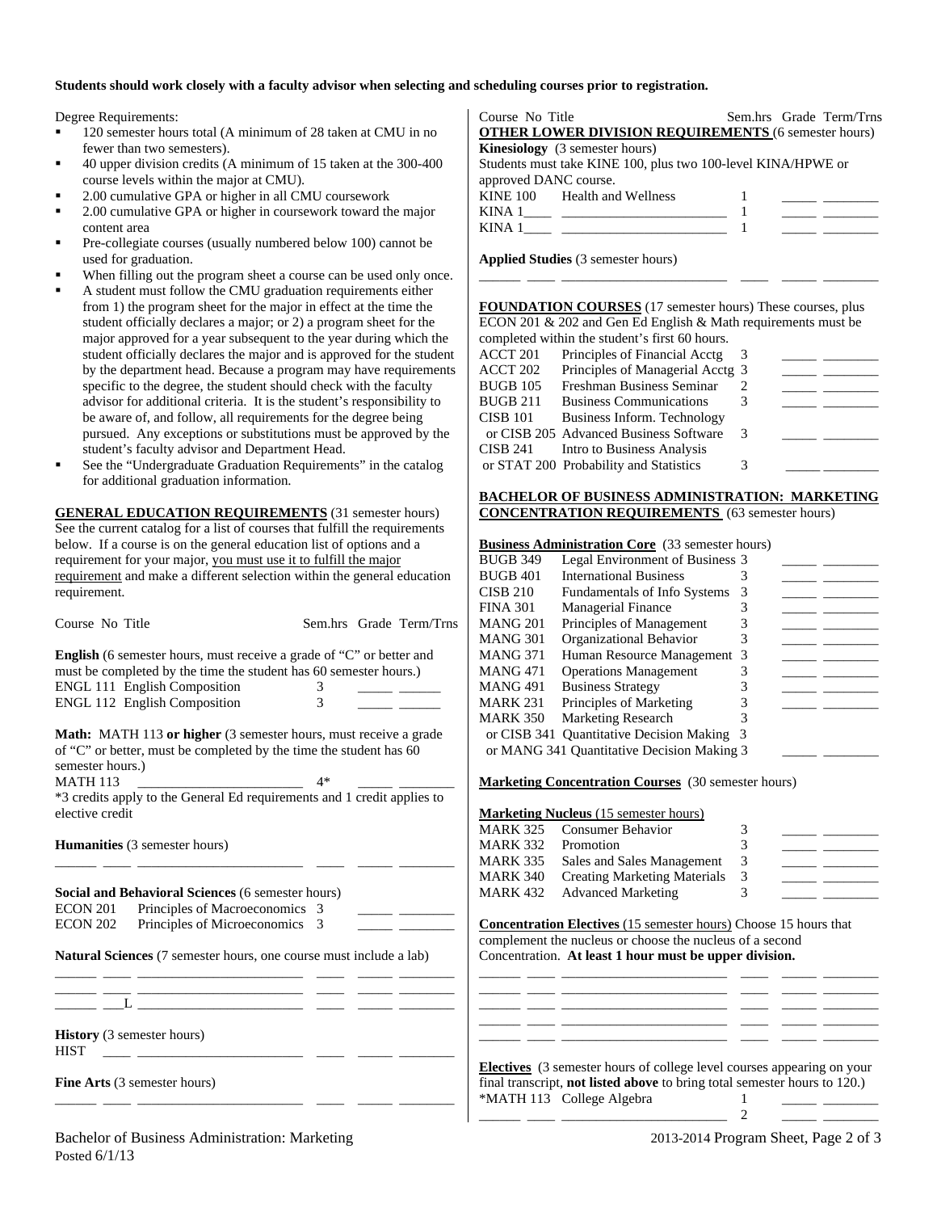**Students should work closely with a faculty advisor when selecting and scheduling courses prior to registration.**

Degree Requirements:

- 120 semester hours total (A minimum of 28 taken at CMU in no fewer than two semesters).
- 40 upper division credits (A minimum of 15 taken at the 300-400 course levels within the major at CMU).
- 2.00 cumulative GPA or higher in all CMU coursework
- 2.00 cumulative GPA or higher in coursework toward the major content area
- Pre-collegiate courses (usually numbered below 100) cannot be used for graduation.
- When filling out the program sheet a course can be used only once.
- A student must follow the CMU graduation requirements either from 1) the program sheet for the major in effect at the time the student officially declares a major; or 2) a program sheet for the major approved for a year subsequent to the year during which the student officially declares the major and is approved for the student by the department head. Because a program may have requirements specific to the degree, the student should check with the faculty advisor for additional criteria. It is the student's responsibility to be aware of, and follow, all requirements for the degree being pursued. Any exceptions or substitutions must be approved by the student's faculty advisor and Department Head.
- See the "Undergraduate Graduation Requirements" in the catalog for additional graduation information.

**GENERAL EDUCATION REQUIREMENTS** (31 semester hours) See the current catalog for a list of courses that fulfill the requirements below. If a course is on the general education list of options and a requirement for your major, you must use it to fulfill the major requirement and make a different selection within the general education requirement.

| Course No | Title | Sem.hrs | Grade | Term/Trns |
|---|---|---|---|---|

**English** (6 semester hours, must receive a grade of "C" or better and must be completed by the time the student has 60 semester hours.)

| Course No | Title | Sem.hrs | Grade | Term/Trns |
|---|---|---|---|---|
| ENGL 111 | English Composition | 3 | _____ | ______ |
| ENGL 112 | English Composition | 3 | _____ | ______ |

**Math:** MATH 113 **or higher** (3 semester hours, must receive a grade of "C" or better, must be completed by the time the student has 60 semester hours.)

| Course No | Title | Sem.hrs | Grade | Term/Trns |
|---|---|---|---|---|
| MATH 113 | ______________________ | 4* | _____ | ________ |

*3 credits apply to the General Ed requirements and 1 credit applies to elective credit

**Humanities** (3 semester hours)

______ ____ ______________________ ____ _____ ________

**Social and Behavioral Sciences** (6 semester hours)

| Course No | Title | Sem.hrs | Grade | Term/Trns |
|---|---|---|---|---|
| ECON 201 | Principles of Macroeconomics | 3 | _____ | ________ |
| ECON 202 | Principles of Microeconomics | 3 | _____ | ________ |

**Natural Sciences** (7 semester hours, one course must include a lab)

______ ____ ______________________ ____ _____ ________
______ ____ ______________________ ____ _____ ________
______ ___L ______________________ ____ _____ ________

**History** (3 semester hours)

HIST ____ ______________________ ____ _____ ________

**Fine Arts** (3 semester hours)

______ ____ ______________________ ____ _____ ________

| Course No | Title | Sem.hrs | Grade | Term/Trns |
|---|---|---|---|---|

**OTHER LOWER DIVISION REQUIREMENTS** (6 semester hours)

**Kinesiology** (3 semester hours)

Students must take KINE 100, plus two 100-level KINA/HPWE or approved DANC course.

| Course No | Title | Sem.hrs | Grade | Term/Trns |
|---|---|---|---|---|
| KINE 100 | Health and Wellness | 1 | _____ | ________ |
| KINA 1____ | ______________________ | 1 | _____ | ________ |
| KINA 1____ | ______________________ | 1 | _____ | ________ |

**Applied Studies** (3 semester hours)

______ ____ ______________________ ____ _____ ________

**FOUNDATION COURSES** (17 semester hours) These courses, plus ECON 201 & 202 and Gen Ed English & Math requirements must be completed within the student's first 60 hours.

| Course No | Title | Sem.hrs | Grade | Term/Trns |
|---|---|---|---|---|
| ACCT 201 | Principles of Financial Acctg | 3 | _____ | ________ |
| ACCT 202 | Principles of Managerial Acctg | 3 | _____ | ________ |
| BUGB 105 | Freshman Business Seminar | 2 | _____ | ________ |
| BUGB 211 | Business Communications | 3 | _____ | ________ |
| CISB 101 | Business Inform. Technology | | | |
| or CISB 205 | Advanced Business Software | 3 | _____ | ________ |
| CISB 241 | Intro to Business Analysis | | | |
| or STAT 200 | Probability and Statistics | 3 | _____ | ________ |

**BACHELOR OF BUSINESS ADMINISTRATION: MARKETING CONCENTRATION REQUIREMENTS** (63 semester hours)

**Business Administration Core** (33 semester hours)

| Course No | Title | Sem.hrs | Grade | Term/Trns |
|---|---|---|---|---|
| BUGB 349 | Legal Environment of Business | 3 | _____ | ________ |
| BUGB 401 | International Business | 3 | _____ | ________ |
| CISB 210 | Fundamentals of Info Systems | 3 | _____ | ________ |
| FINA 301 | Managerial Finance | 3 | _____ | ________ |
| MANG 201 | Principles of Management | 3 | _____ | ________ |
| MANG 301 | Organizational Behavior | 3 | _____ | ________ |
| MANG 371 | Human Resource Management | 3 | _____ | ________ |
| MANG 471 | Operations Management | 3 | _____ | ________ |
| MANG 491 | Business Strategy | 3 | _____ | ________ |
| MARK 231 | Principles of Marketing | 3 | _____ | ________ |
| MARK 350 | Marketing Research | 3 | | |
| or CISB 341 | Quantitative Decision Making | 3 | | |
| or MANG 341 | Quantitative Decision Making | 3 | _____ | ________ |

**Marketing Concentration Courses** (30 semester hours)

**Marketing Nucleus** (15 semester hours)

| Course No | Title | Sem.hrs | Grade | Term/Trns |
|---|---|---|---|---|
| MARK 325 | Consumer Behavior | 3 | _____ | ________ |
| MARK 332 | Promotion | 3 | _____ | ________ |
| MARK 335 | Sales and Sales Management | 3 | _____ | ________ |
| MARK 340 | Creating Marketing Materials | 3 | _____ | ________ |
| MARK 432 | Advanced Marketing | 3 | _____ | ________ |

**Concentration Electives** (15 semester hours) Choose 15 hours that complement the nucleus or choose the nucleus of a second Concentration. **At least 1 hour must be upper division.**

______ ____ ______________________ ____ _____ ________
______ ____ ______________________ ____ _____ ________
______ ____ ______________________ ____ _____ ________
______ ____ ______________________ ____ _____ ________
______ ____ ______________________ ____ _____ ________

**Electives** (3 semester hours of college level courses appearing on your final transcript, **not listed above** to bring total semester hours to 120.)

| Course No | Title | Sem.hrs | Grade | Term/Trns |
|---|---|---|---|---|
| *MATH 113 | College Algebra | 1 | _____ | ________ |
| ______ ____ | ______________________ | 2 | _____ | ________ |

Bachelor of Business Administration: Marketing
Posted 6/1/13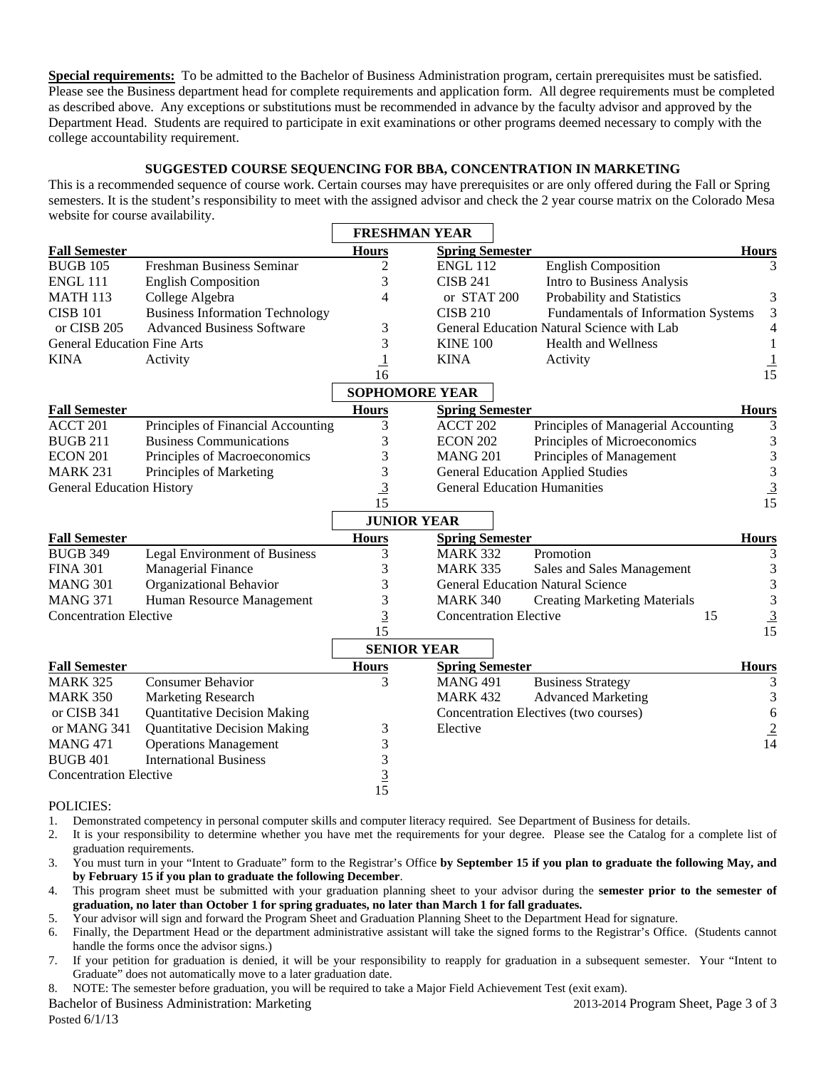**Special requirements:** To be admitted to the Bachelor of Business Administration program, certain prerequisites must be satisfied. Please see the Business department head for complete requirements and application form. All degree requirements must be completed as described above. Any exceptions or substitutions must be recommended in advance by the faculty advisor and approved by the Department Head. Students are required to participate in exit examinations or other programs deemed necessary to comply with the college accountability requirement.

## SUGGESTED COURSE SEQUENCING FOR BBA, CONCENTRATION IN MARKETING

This is a recommended sequence of course work. Certain courses may have prerequisites or are only offered during the Fall or Spring semesters. It is the student's responsibility to meet with the assigned advisor and check the 2 year course matrix on the Colorado Mesa website for course availability.

### FRESHMAN YEAR

| Fall Semester | | Hours | Spring Semester | | Hours |
|---|---|---|---|---|---|
| BUGB 105 | Freshman Business Seminar | 2 | ENGL 112 | English Composition | 3 |
| ENGL 111 | English Composition | 3 | CISB 241 | Intro to Business Analysis | |
| MATH 113 | College Algebra | 4 | or STAT 200 | Probability and Statistics | 3 |
| CISB 101 | Business Information Technology | | CISB 210 | Fundamentals of Information Systems | 3 |
| or CISB 205 | Advanced Business Software | 3 | General Education Natural Science with Lab | | 4 |
| General Education Fine Arts | | 3 | KINE 100 | Health and Wellness | 1 |
| KINA | Activity | 1 | KINA | Activity | 1 |
| | | 16 | | | 15 |

### SOPHOMORE YEAR

| Fall Semester | | Hours | Spring Semester | | Hours |
|---|---|---|---|---|---|
| ACCT 201 | Principles of Financial Accounting | 3 | ACCT 202 | Principles of Managerial Accounting | 3 |
| BUGB 211 | Business Communications | 3 | ECON 202 | Principles of Microeconomics | 3 |
| ECON 201 | Principles of Macroeconomics | 3 | MANG 201 | Principles of Management | 3 |
| MARK 231 | Principles of Marketing | 3 | General Education Applied Studies | | 3 |
| General Education History | | 3 | General Education Humanities | | 3 |
| | | 15 | | | 15 |

### JUNIOR YEAR

| Fall Semester | | Hours | Spring Semester | | Hours |
|---|---|---|---|---|---|
| BUGB 349 | Legal Environment of Business | 3 | MARK 332 | Promotion | 3 |
| FINA 301 | Managerial Finance | 3 | MARK 335 | Sales and Sales Management | 3 |
| MANG 301 | Organizational Behavior | 3 | General Education Natural Science | | 3 |
| MANG 371 | Human Resource Management | 3 | MARK 340 | Creating Marketing Materials | 3 |
| Concentration Elective | | 3 | Concentration Elective | 15 | 3 |
| | | 15 | | | 15 |

### SENIOR YEAR

| Fall Semester | | Hours | Spring Semester | | Hours |
|---|---|---|---|---|---|
| MARK 325 | Consumer Behavior | 3 | MANG 491 | Business Strategy | 3 |
| MARK 350 | Marketing Research | | MARK 432 | Advanced Marketing | 3 |
| or CISB 341 | Quantitative Decision Making | | Concentration Electives (two courses) | | 6 |
| or MANG 341 | Quantitative Decision Making | 3 | Elective | | 2 |
| MANG 471 | Operations Management | 3 | | | 14 |
| BUGB 401 | International Business | 3 | | | |
| Concentration Elective | | 3 | | | |
| | | 15 | | | |

POLICIES:

1. Demonstrated competency in personal computer skills and computer literacy required. See Department of Business for details.
2. It is your responsibility to determine whether you have met the requirements for your degree. Please see the Catalog for a complete list of graduation requirements.
3. You must turn in your "Intent to Graduate" form to the Registrar's Office **by September 15 if you plan to graduate the following May, and by February 15 if you plan to graduate the following December**.
4. This program sheet must be submitted with your graduation planning sheet to your advisor during the **semester prior to the semester of graduation, no later than October 1 for spring graduates, no later than March 1 for fall graduates.**
5. Your advisor will sign and forward the Program Sheet and Graduation Planning Sheet to the Department Head for signature.
6. Finally, the Department Head or the department administrative assistant will take the signed forms to the Registrar's Office. (Students cannot handle the forms once the advisor signs.)
7. If your petition for graduation is denied, it will be your responsibility to reapply for graduation in a subsequent semester. Your "Intent to Graduate" does not automatically move to a later graduation date.
8. NOTE: The semester before graduation, you will be required to take a Major Field Achievement Test (exit exam).

Bachelor of Business Administration: Marketing
Posted 6/1/13